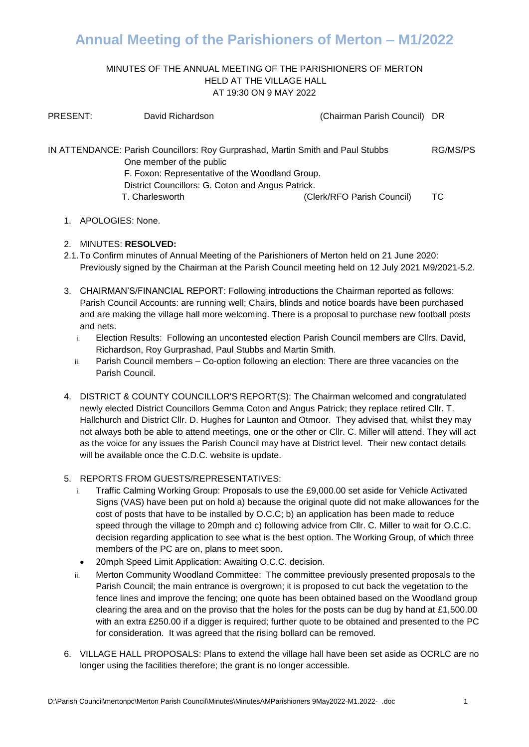# Annual Meeting of the Parishioners of Merton – M1/2022

MINUTES OF THE ANNUAL MEETING OF THE PARISHIONERS OF MERTON
HELD AT THE VILLAGE HALL
AT 19:30 ON 9 MAY 2022

PRESENT: David Richardson (Chairman Parish Council) DR

IN ATTENDANCE: Parish Councillors: Roy Gurprashad, Martin Smith and Paul Stubbs RG/MS/PS
One member of the public
F. Foxon: Representative of the Woodland Group.
District Councillors: G. Coton and Angus Patrick.
T. Charlesworth (Clerk/RFO Parish Council) TC

1. APOLOGIES: None.

2. MINUTES: **RESOLVED:**

2.1. To Confirm minutes of Annual Meeting of the Parishioners of Merton held on 21 June 2020: Previously signed by the Chairman at the Parish Council meeting held on 12 July 2021 M9/2021-5.2.

3. CHAIRMAN'S/FINANCIAL REPORT: Following introductions the Chairman reported as follows: Parish Council Accounts: are running well; Chairs, blinds and notice boards have been purchased and are making the village hall more welcoming. There is a proposal to purchase new football posts and nets.
   1. Election Results: Following an uncontested election Parish Council members are Cllrs. David, Richardson, Roy Gurprashad, Paul Stubbs and Martin Smith.
   2. Parish Council members – Co-option following an election: There are three vacancies on the Parish Council.

4. DISTRICT & COUNTY COUNCILLOR'S REPORT(S): The Chairman welcomed and congratulated newly elected District Councillors Gemma Coton and Angus Patrick; they replace retired Cllr. T. Hallchurch and District Cllr. D. Hughes for Launton and Otmoor. They advised that, whilst they may not always both be able to attend meetings, one or the other or Cllr. C. Miller will attend. They will act as the voice for any issues the Parish Council may have at District level. Their new contact details will be available once the C.D.C. website is update.

5. REPORTS FROM GUESTS/REPRESENTATIVES:
   1. Traffic Calming Working Group: Proposals to use the £9,000.00 set aside for Vehicle Activated Signs (VAS) have been put on hold a) because the original quote did not make allowances for the cost of posts that have to be installed by O.C.C; b) an application has been made to reduce speed through the village to 20mph and c) following advice from Cllr. C. Miller to wait for O.C.C. decision regarding application to see what is the best option. The Working Group, of which three members of the PC are on, plans to meet soon.
      - 20mph Speed Limit Application: Awaiting O.C.C. decision.
   2. Merton Community Woodland Committee: The committee previously presented proposals to the Parish Council; the main entrance is overgrown; it is proposed to cut back the vegetation to the fence lines and improve the fencing; one quote has been obtained based on the Woodland group clearing the area and on the proviso that the holes for the posts can be dug by hand at £1,500.00 with an extra £250.00 if a digger is required; further quote to be obtained and presented to the PC for consideration. It was agreed that the rising bollard can be removed.

6. VILLAGE HALL PROPOSALS: Plans to extend the village hall have been set aside as OCRLC are no longer using the facilities therefore; the grant is no longer accessible.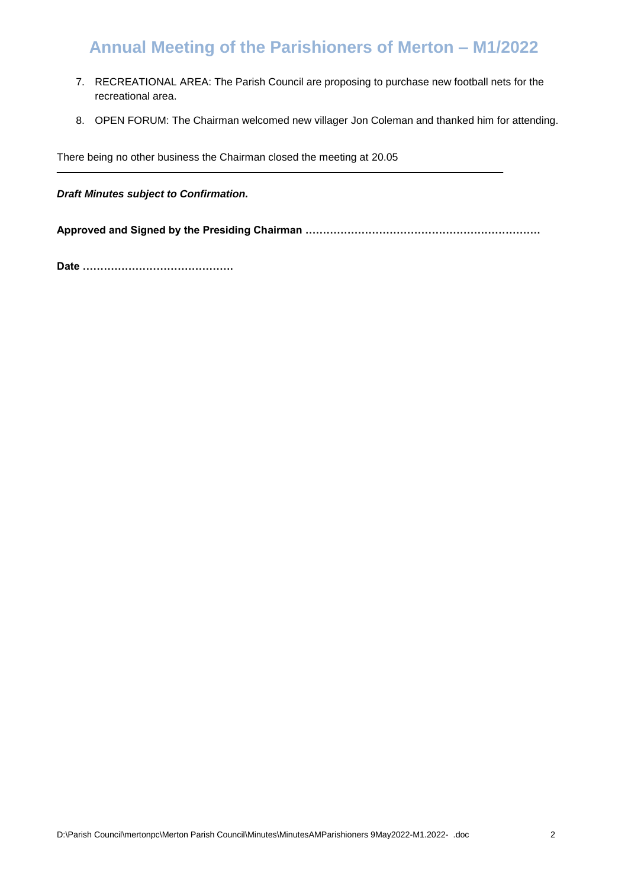7. RECREATIONAL AREA: The Parish Council are proposing to purchase new football nets for the recreational area.

8. OPEN FORUM: The Chairman welcomed new villager Jon Coleman and thanked him for attending.

There being no other business the Chairman closed the meeting at 20.05

---

***Draft Minutes subject to Confirmation.***

**Approved and Signed by the Presiding Chairman …………………………………………………………**

**Date ……………………………………**